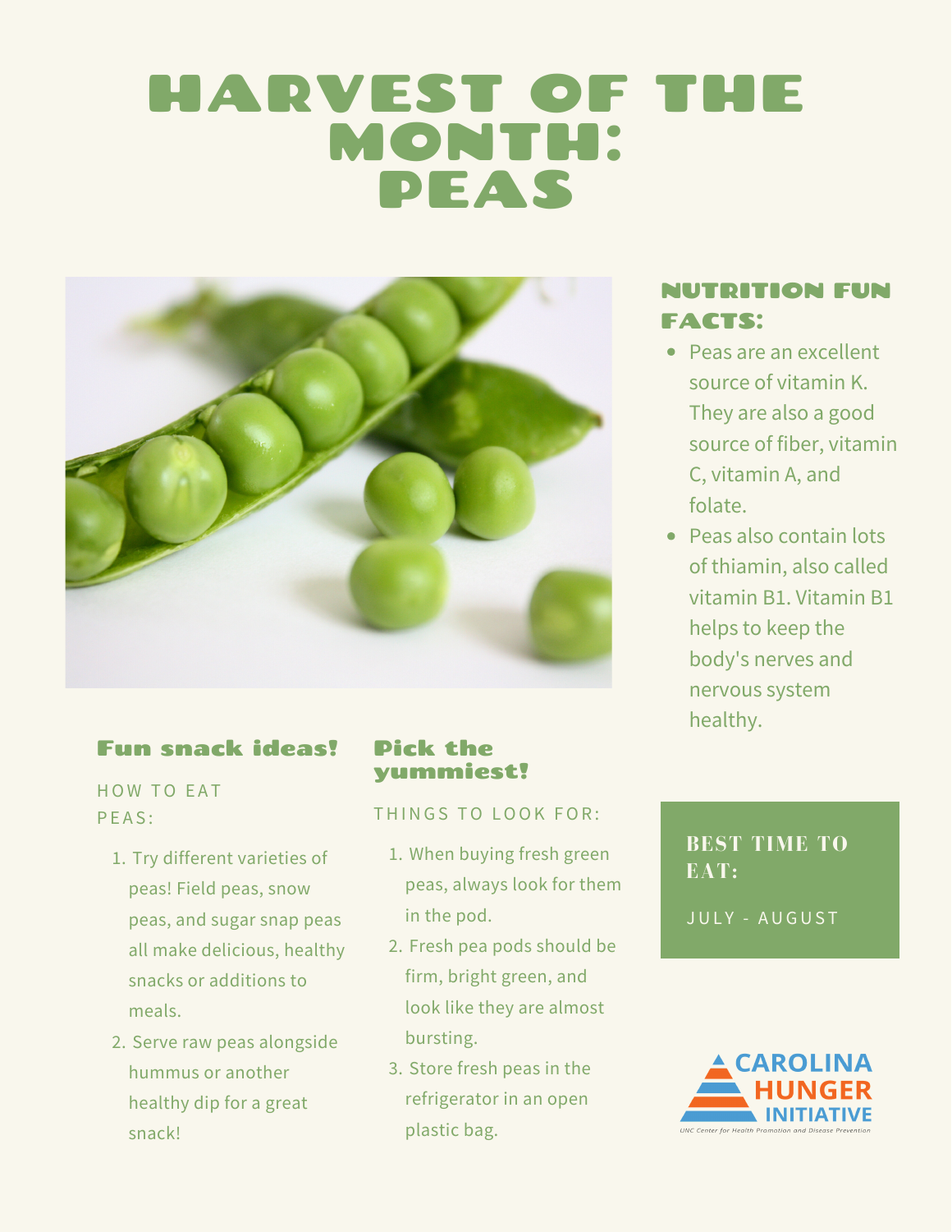# HARVEST OF THE MONTH: PEAS

## NUTRITION FUN FACTS:

- Peas are an excellent source of vitamin K. They are also a good source of fiber, vitamin C, vitamin A, and folate.
- Peas also contain lots of thiamin, also called vitamin B1. Vitamin B1 helps to keep the body's nerves and nervous system healthy.

## Fun snack ideas!

HOW TO EAT PEAS:

1. Try different varieties of peas! Field peas, snow peas, and sugar snap peas all make delicious, healthy snacks or additions to meals.
2. Serve raw peas alongside hummus or another healthy dip for a great snack!

## Pick the yummiest!

THINGS TO LOOK FOR:

1. When buying fresh green peas, always look for them in the pod.
2. Fresh pea pods should be firm, bright green, and look like they are almost bursting.
3. Store fresh peas in the refrigerator in an open plastic bag.

**BEST TIME TO EAT:**

JULY - AUGUST

CAROLINA HUNGER INITIATIVE
UNC Center for Health Promotion and Disease Prevention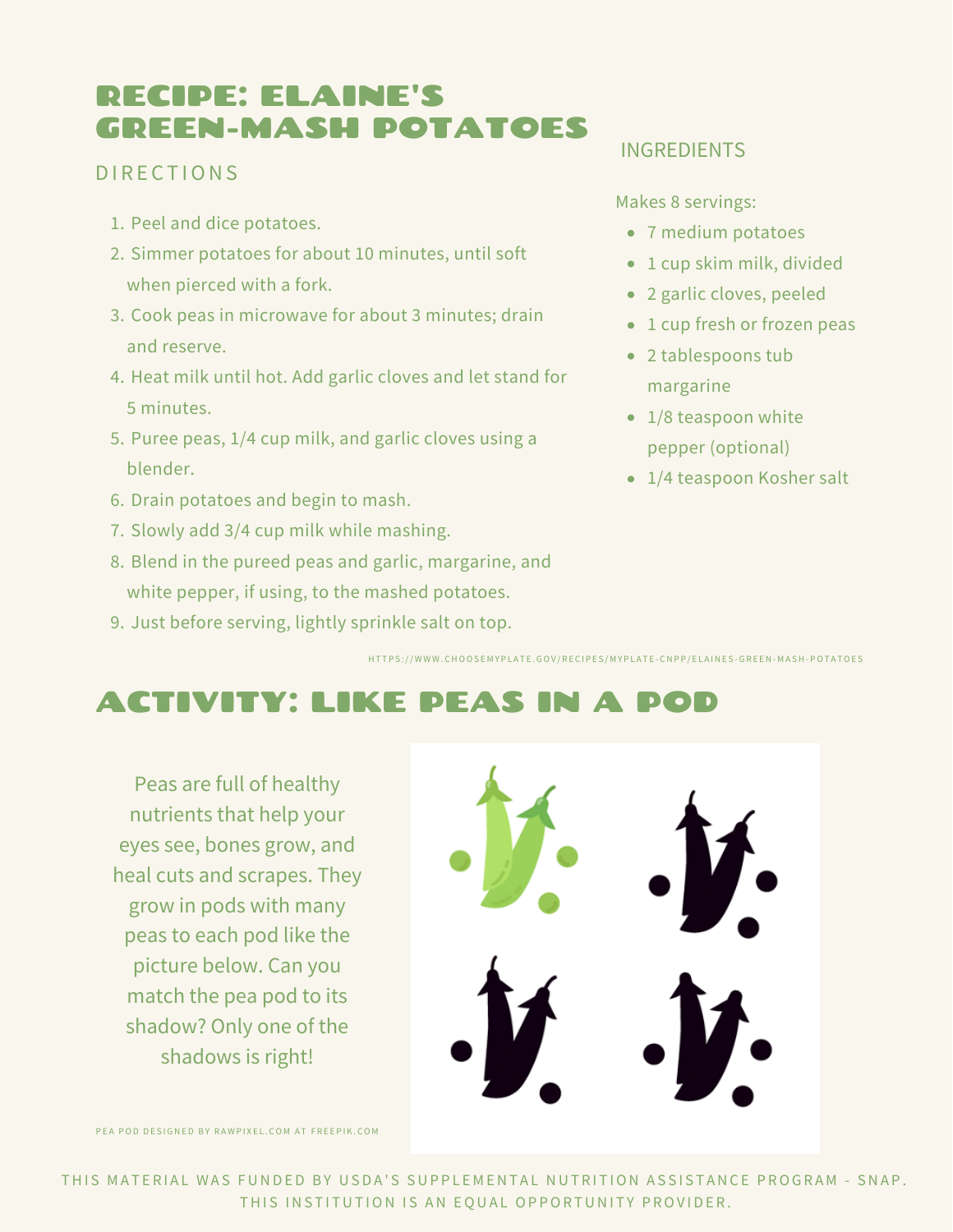# Recipe: Elaine's Green-Mash Potatoes

## Directions

1. Peel and dice potatoes.
2. Simmer potatoes for about 10 minutes, until soft when pierced with a fork.
3. Cook peas in microwave for about 3 minutes; drain and reserve.
4. Heat milk until hot. Add garlic cloves and let stand for 5 minutes.
5. Puree peas, 1/4 cup milk, and garlic cloves using a blender.
6. Drain potatoes and begin to mash.
7. Slowly add 3/4 cup milk while mashing.
8. Blend in the pureed peas and garlic, margarine, and white pepper, if using, to the mashed potatoes.
9. Just before serving, lightly sprinkle salt on top.

## Ingredients

Makes 8 servings:

- 7 medium potatoes
- 1 cup skim milk, divided
- 2 garlic cloves, peeled
- 1 cup fresh or frozen peas
- 2 tablespoons tub margarine
- 1/8 teaspoon white pepper (optional)
- 1/4 teaspoon Kosher salt

HTTPS://WWW.CHOOSEMYPLATE.GOV/RECIPES/MYPLATE-CNPP/ELAINES-GREEN-MASH-POTATOES

# Activity: Like Peas in a Pod

Peas are full of healthy nutrients that help your eyes see, bones grow, and heal cuts and scrapes. They grow in pods with many peas to each pod like the picture below. Can you match the pea pod to its shadow? Only one of the shadows is right!

PEA POD DESIGNED BY RAWPIXEL.COM AT FREEPIK.COM

THIS MATERIAL WAS FUNDED BY USDA'S SUPPLEMENTAL NUTRITION ASSISTANCE PROGRAM - SNAP. THIS INSTITUTION IS AN EQUAL OPPORTUNITY PROVIDER.